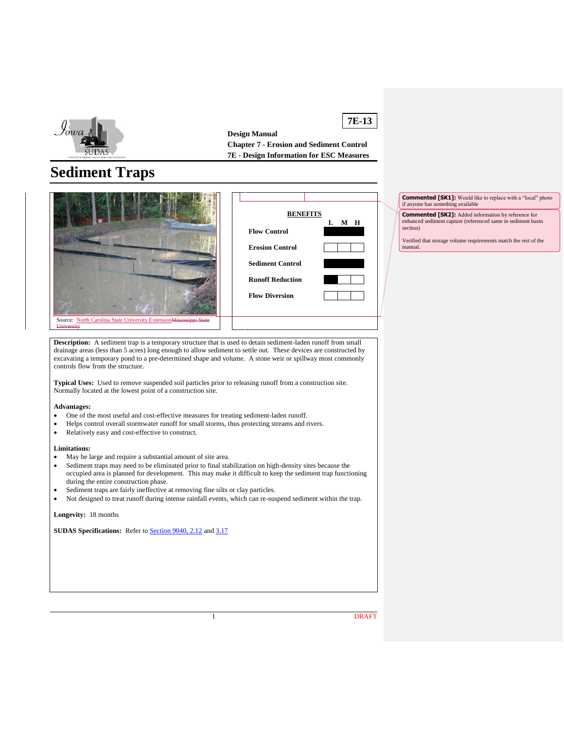**7E-13**

**Design Manual**
**Chapter 7 - Erosion and Sediment Control**
**7E - Design Information for ESC Measures**

# Sediment Traps

Source: North Carolina State University ExtensionMississippi State University

**BENEFITS**

| | L | M | H |
|---|---|---|---|
| **Flow Control** | ■ | ■ | ■ |
| **Erosion Control** | | | |
| **Sediment Control** | ■ | ■ | ■ |
| **Runoff Reduction** | ■ | | |
| **Flow Diversion** | | | |

**Commented [SK1]:** Would like to replace with a "local" photo if anyone has something available

**Commented [SK2]:** Added information by reference for enhanced sediment capture (referenced same in sediment basin section)

Verified that storage volume requirements match the rest of the manual.

**Description:** A sediment trap is a temporary structure that is used to detain sediment-laden runoff from small drainage areas (less than 5 acres) long enough to allow sediment to settle out. These devices are constructed by excavating a temporary pond to a pre-determined shape and volume. A stone weir or spillway most commonly controls flow from the structure.

**Typical Uses:** Used to remove suspended soil particles prior to releasing runoff from a construction site. Normally located at the lowest point of a construction site.

**Advantages:**

- One of the most useful and cost-effective measures for treating sediment-laden runoff.
- Helps control overall stormwater runoff for small storms, thus protecting streams and rivers.
- Relatively easy and cost-effective to construct.

**Limitations:**

- May be large and require a substantial amount of site area.
- Sediment traps may need to be eliminated prior to final stabilization on high-density sites because the occupied area is planned for development. This may make it difficult to keep the sediment trap functioning during the entire construction phase.
- Sediment traps are fairly ineffective at removing fine silts or clay particles.
- Not designed to treat runoff during intense rainfall events, which can re-suspend sediment within the trap.

**Longevity:** 18 months

**SUDAS Specifications:** Refer to Section 9040, 2.12 and 3.17

DRAFT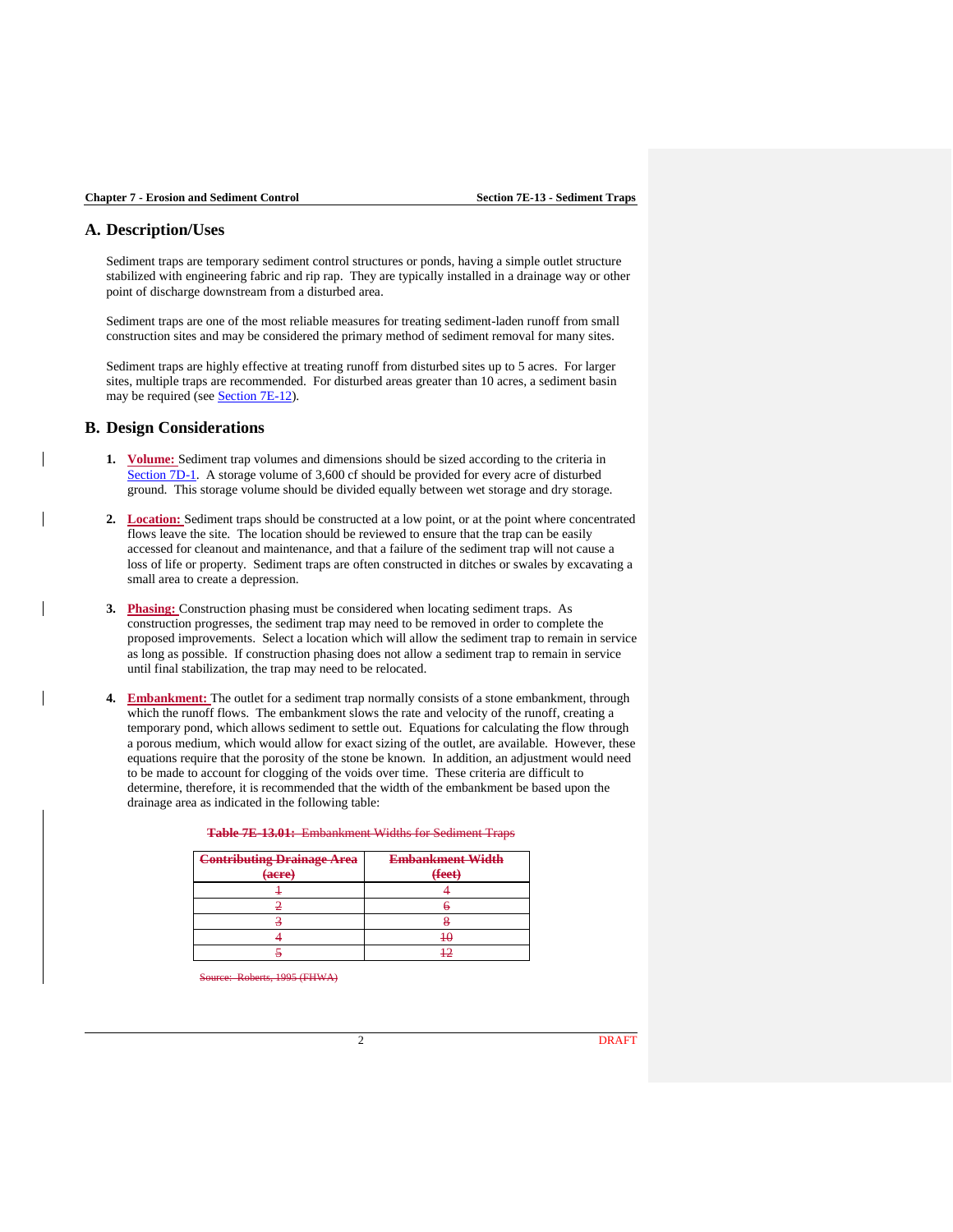## A. Description/Uses

Sediment traps are temporary sediment control structures or ponds, having a simple outlet structure stabilized with engineering fabric and rip rap. They are typically installed in a drainage way or other point of discharge downstream from a disturbed area.

Sediment traps are one of the most reliable measures for treating sediment-laden runoff from small construction sites and may be considered the primary method of sediment removal for many sites.

Sediment traps are highly effective at treating runoff from disturbed sites up to 5 acres. For larger sites, multiple traps are recommended. For disturbed areas greater than 10 acres, a sediment basin may be required (see Section 7E-12).

## B. Design Considerations

1. **Volume:** Sediment trap volumes and dimensions should be sized according to the criteria in Section 7D-1. A storage volume of 3,600 cf should be provided for every acre of disturbed ground. This storage volume should be divided equally between wet storage and dry storage.

2. **Location:** Sediment traps should be constructed at a low point, or at the point where concentrated flows leave the site. The location should be reviewed to ensure that the trap can be easily accessed for cleanout and maintenance, and that a failure of the sediment trap will not cause a loss of life or property. Sediment traps are often constructed in ditches or swales by excavating a small area to create a depression.

3. **Phasing:** Construction phasing must be considered when locating sediment traps. As construction progresses, the sediment trap may need to be removed in order to complete the proposed improvements. Select a location which will allow the sediment trap to remain in service as long as possible. If construction phasing does not allow a sediment trap to remain in service until final stabilization, the trap may need to be relocated.

4. **Embankment:** The outlet for a sediment trap normally consists of a stone embankment, through which the runoff flows. The embankment slows the rate and velocity of the runoff, creating a temporary pond, which allows sediment to settle out. Equations for calculating the flow through a porous medium, which would allow for exact sizing of the outlet, are available. However, these equations require that the porosity of the stone be known. In addition, an adjustment would need to be made to account for clogging of the voids over time. These criteria are difficult to determine, therefore, it is recommended that the width of the embankment be based upon the drainage area as indicated in the following table:

~~**Table 7E-13.01:** Embankment Widths for Sediment Traps~~

| ~~Contributing Drainage Area (acre)~~ | ~~Embankment Width (feet)~~ |
|---|---|
| ~~1~~ | ~~4~~ |
| ~~2~~ | ~~6~~ |
| ~~3~~ | ~~8~~ |
| ~~4~~ | ~~10~~ |
| ~~5~~ | ~~12~~ |

~~Source: Roberts, 1995 (FHWA)~~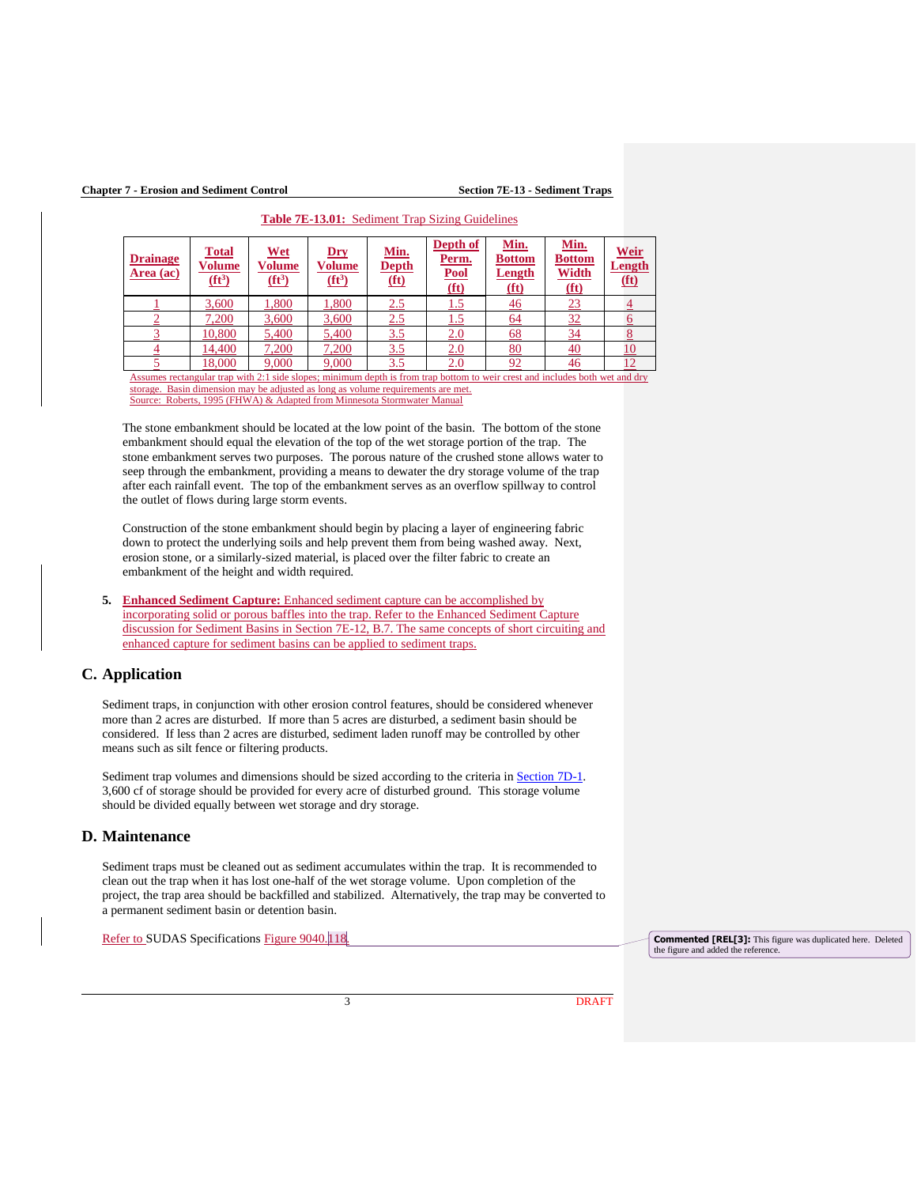**Table 7E-13.01:** Sediment Trap Sizing Guidelines

| Drainage Area (ac) | Total Volume ($ft^3$) | Wet Volume ($ft^3$) | Dry Volume ($ft^3$) | Min. Depth (ft) | Depth of Perm. Pool (ft) | Min. Bottom Length (ft) | Min. Bottom Width (ft) | Weir Length (ft) |
|---|---|---|---|---|---|---|---|---|
| 1 | 3,600 | 1,800 | 1,800 | 2.5 | 1.5 | 46 | 23 | 4 |
| 2 | 7,200 | 3,600 | 3,600 | 2.5 | 1.5 | 64 | 32 | 6 |
| 3 | 10,800 | 5,400 | 5,400 | 3.5 | 2.0 | 68 | 34 | 8 |
| 4 | 14,400 | 7,200 | 7,200 | 3.5 | 2.0 | 80 | 40 | 10 |
| 5 | 18,000 | 9,000 | 9,000 | 3.5 | 2.0 | 92 | 46 | 12 |

Assumes rectangular trap with 2:1 side slopes; minimum depth is from trap bottom to weir crest and includes both wet and dry storage. Basin dimension may be adjusted as long as volume requirements are met.
Source: Roberts, 1995 (FHWA) & Adapted from Minnesota Stormwater Manual

The stone embankment should be located at the low point of the basin. The bottom of the stone embankment should equal the elevation of the top of the wet storage portion of the trap. The stone embankment serves two purposes. The porous nature of the crushed stone allows water to seep through the embankment, providing a means to dewater the dry storage volume of the trap after each rainfall event. The top of the embankment serves as an overflow spillway to control the outlet of flows during large storm events.

Construction of the stone embankment should begin by placing a layer of engineering fabric down to protect the underlying soils and help prevent them from being washed away. Next, erosion stone, or a similarly-sized material, is placed over the filter fabric to create an embankment of the height and width required.

5. **Enhanced Sediment Capture:** Enhanced sediment capture can be accomplished by incorporating solid or porous baffles into the trap. Refer to the Enhanced Sediment Capture discussion for Sediment Basins in Section 7E-12, B.7. The same concepts of short circuiting and enhanced capture for sediment basins can be applied to sediment traps.

## C. Application

Sediment traps, in conjunction with other erosion control features, should be considered whenever more than 2 acres are disturbed. If more than 5 acres are disturbed, a sediment basin should be considered. If less than 2 acres are disturbed, sediment laden runoff may be controlled by other means such as silt fence or filtering products.

Sediment trap volumes and dimensions should be sized according to the criteria in Section 7D-1. 3,600 cf of storage should be provided for every acre of disturbed ground. This storage volume should be divided equally between wet storage and dry storage.

## D. Maintenance

Sediment traps must be cleaned out as sediment accumulates within the trap. It is recommended to clean out the trap when it has lost one-half of the wet storage volume. Upon completion of the project, the trap area should be backfilled and stabilized. Alternatively, the trap may be converted to a permanent sediment basin or detention basin.

Refer to SUDAS Specifications Figure 9040.118.

**Commented [REL3]:** This figure was duplicated here. Deleted the figure and added the reference.